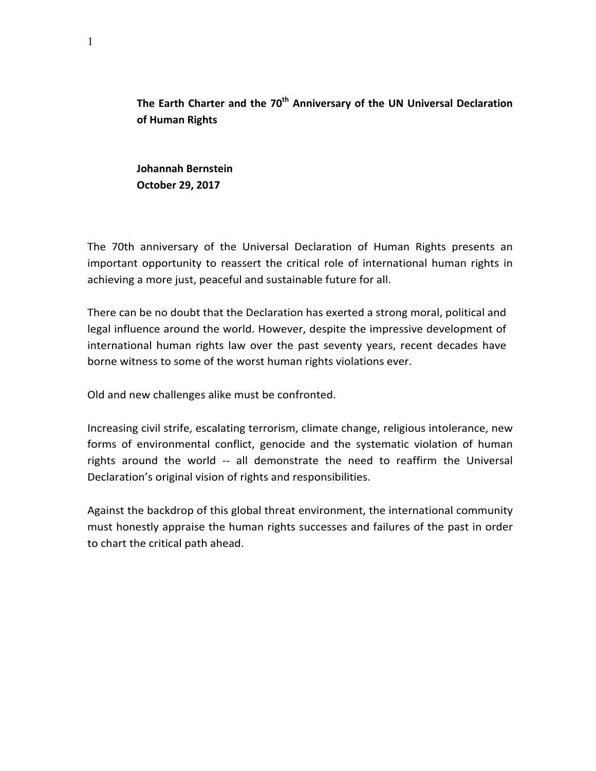# The Earth Charter and the 70th Anniversary of the UN Universal Declaration of Human Rights

**Johannah Bernstein**
**October 29, 2017**

The 70th anniversary of the Universal Declaration of Human Rights presents an important opportunity to reassert the critical role of international human rights in achieving a more just, peaceful and sustainable future for all.

There can be no doubt that the Declaration has exerted a strong moral, political and legal influence around the world. However, despite the impressive development of international human rights law over the past seventy years, recent decades have borne witness to some of the worst human rights violations ever.

Old and new challenges alike must be confronted.

Increasing civil strife, escalating terrorism, climate change, religious intolerance, new forms of environmental conflict, genocide and the systematic violation of human rights around the world -- all demonstrate the need to reaffirm the Universal Declaration's original vision of rights and responsibilities.

Against the backdrop of this global threat environment, the international community must honestly appraise the human rights successes and failures of the past in order to chart the critical path ahead.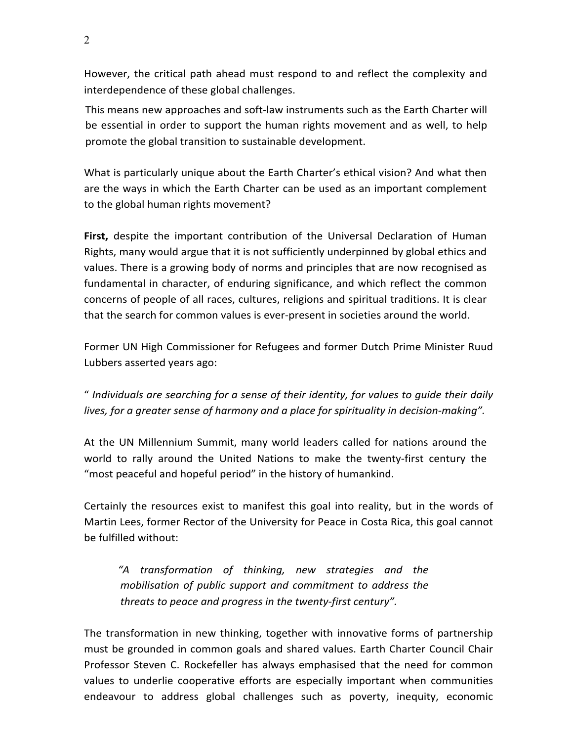However, the critical path ahead must respond to and reflect the complexity and interdependence of these global challenges.

This means new approaches and soft-law instruments such as the Earth Charter will be essential in order to support the human rights movement and as well, to help promote the global transition to sustainable development.

What is particularly unique about the Earth Charter's ethical vision? And what then are the ways in which the Earth Charter can be used as an important complement to the global human rights movement?

**First,** despite the important contribution of the Universal Declaration of Human Rights, many would argue that it is not sufficiently underpinned by global ethics and values. There is a growing body of norms and principles that are now recognised as fundamental in character, of enduring significance, and which reflect the common concerns of people of all races, cultures, religions and spiritual traditions. It is clear that the search for common values is ever-present in societies around the world.

Former UN High Commissioner for Refugees and former Dutch Prime Minister Ruud Lubbers asserted years ago:

" *Individuals are searching for a sense of their identity, for values to guide their daily lives, for a greater sense of harmony and a place for spirituality in decision-making".*

At the UN Millennium Summit, many world leaders called for nations around the world to rally around the United Nations to make the twenty-first century the "most peaceful and hopeful period" in the history of humankind.

Certainly the resources exist to manifest this goal into reality, but in the words of Martin Lees, former Rector of the University for Peace in Costa Rica, this goal cannot be fulfilled without:

> *"A transformation of thinking, new strategies and the mobilisation of public support and commitment to address the threats to peace and progress in the twenty-first century".*

The transformation in new thinking, together with innovative forms of partnership must be grounded in common goals and shared values. Earth Charter Council Chair Professor Steven C. Rockefeller has always emphasised that the need for common values to underlie cooperative efforts are especially important when communities endeavour to address global challenges such as poverty, inequity, economic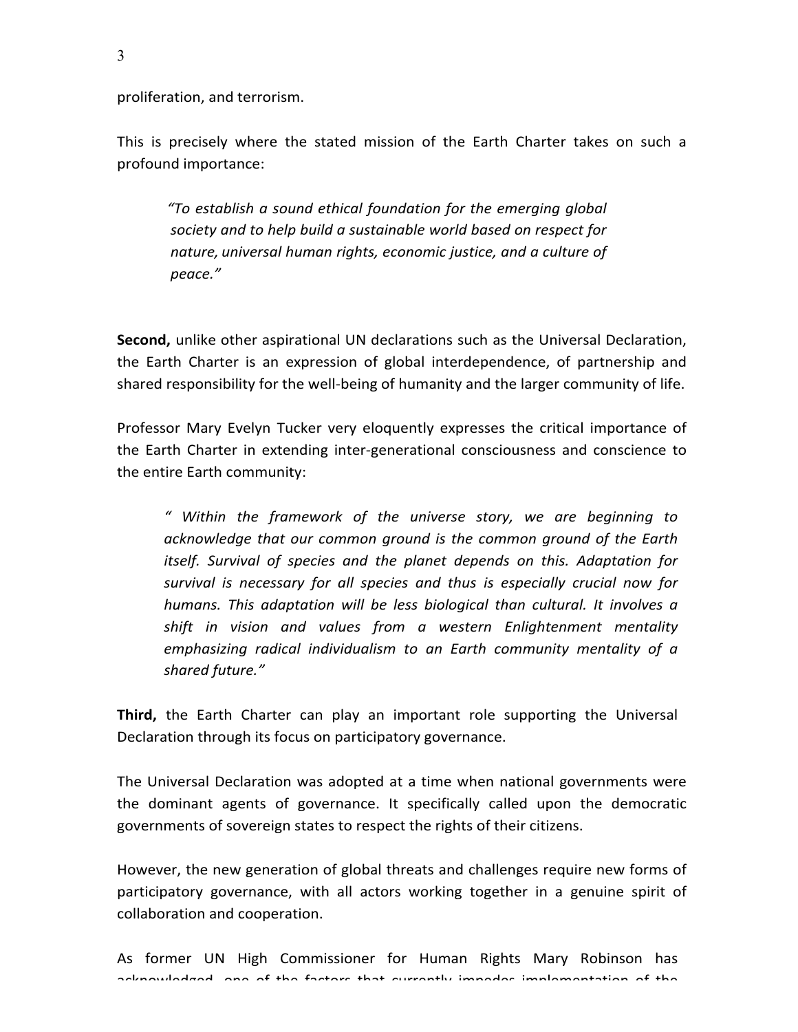proliferation, and terrorism.

This is precisely where the stated mission of the Earth Charter takes on such a profound importance:

> *"To establish a sound ethical foundation for the emerging global society and to help build a sustainable world based on respect for nature, universal human rights, economic justice, and a culture of peace."*

**Second,** unlike other aspirational UN declarations such as the Universal Declaration, the Earth Charter is an expression of global interdependence, of partnership and shared responsibility for the well-being of humanity and the larger community of life.

Professor Mary Evelyn Tucker very eloquently expresses the critical importance of the Earth Charter in extending inter-generational consciousness and conscience to the entire Earth community:

> *" Within the framework of the universe story, we are beginning to acknowledge that our common ground is the common ground of the Earth itself. Survival of species and the planet depends on this. Adaptation for survival is necessary for all species and thus is especially crucial now for humans. This adaptation will be less biological than cultural. It involves a shift in vision and values from a western Enlightenment mentality emphasizing radical individualism to an Earth community mentality of a shared future."*

**Third,** the Earth Charter can play an important role supporting the Universal Declaration through its focus on participatory governance.

The Universal Declaration was adopted at a time when national governments were the dominant agents of governance. It specifically called upon the democratic governments of sovereign states to respect the rights of their citizens.

However, the new generation of global threats and challenges require new forms of participatory governance, with all actors working together in a genuine spirit of collaboration and cooperation.

As former UN High Commissioner for Human Rights Mary Robinson has acknowledged, one of the factors that currently impedes implementation of the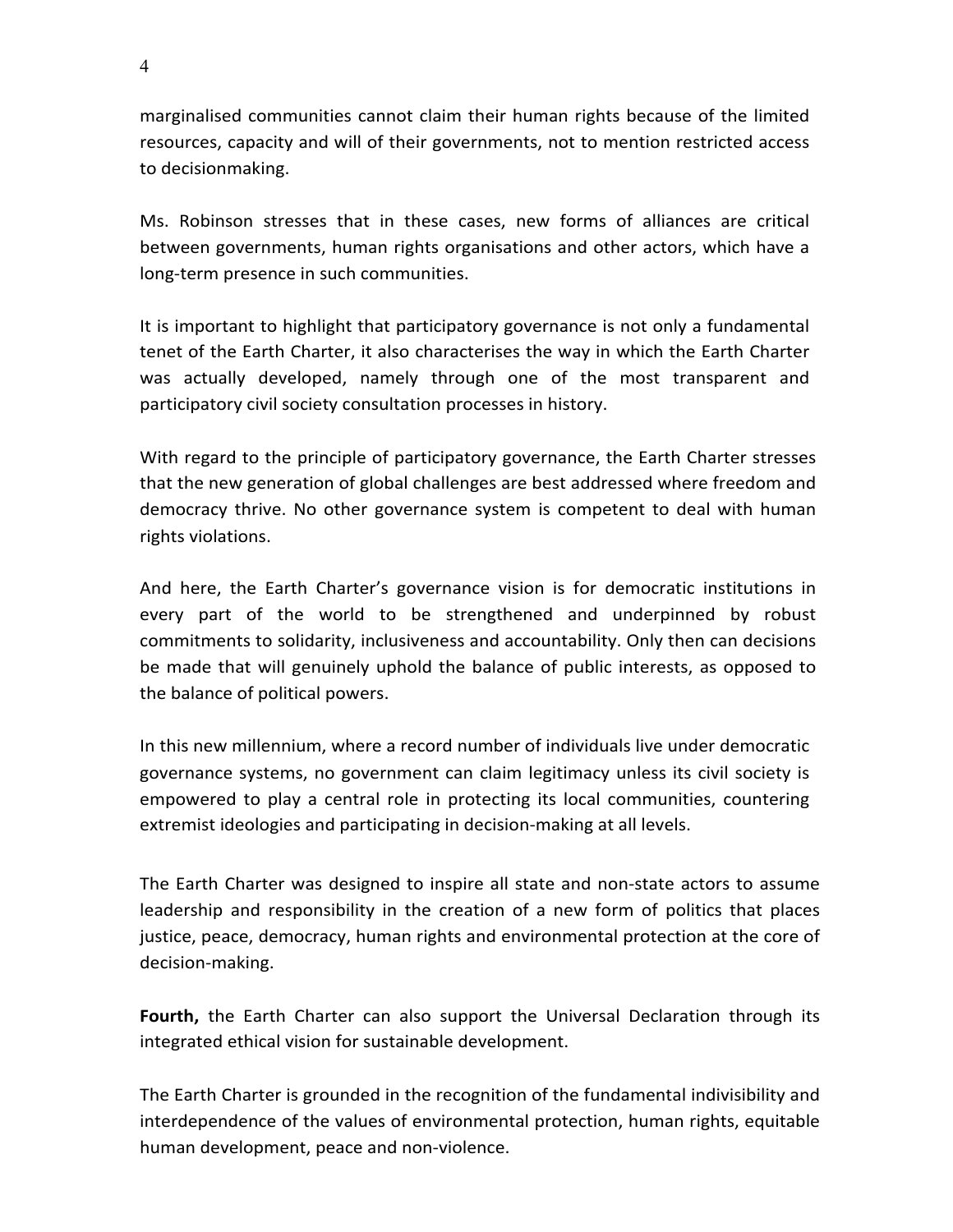marginalised communities cannot claim their human rights because of the limited resources, capacity and will of their governments, not to mention restricted access to decisionmaking.

Ms. Robinson stresses that in these cases, new forms of alliances are critical between governments, human rights organisations and other actors, which have a long-term presence in such communities.

It is important to highlight that participatory governance is not only a fundamental tenet of the Earth Charter, it also characterises the way in which the Earth Charter was actually developed, namely through one of the most transparent and participatory civil society consultation processes in history.

With regard to the principle of participatory governance, the Earth Charter stresses that the new generation of global challenges are best addressed where freedom and democracy thrive. No other governance system is competent to deal with human rights violations.

And here, the Earth Charter's governance vision is for democratic institutions in every part of the world to be strengthened and underpinned by robust commitments to solidarity, inclusiveness and accountability. Only then can decisions be made that will genuinely uphold the balance of public interests, as opposed to the balance of political powers.

In this new millennium, where a record number of individuals live under democratic governance systems, no government can claim legitimacy unless its civil society is empowered to play a central role in protecting its local communities, countering extremist ideologies and participating in decision-making at all levels.

The Earth Charter was designed to inspire all state and non-state actors to assume leadership and responsibility in the creation of a new form of politics that places justice, peace, democracy, human rights and environmental protection at the core of decision-making.

**Fourth,** the Earth Charter can also support the Universal Declaration through its integrated ethical vision for sustainable development.

The Earth Charter is grounded in the recognition of the fundamental indivisibility and interdependence of the values of environmental protection, human rights, equitable human development, peace and non-violence.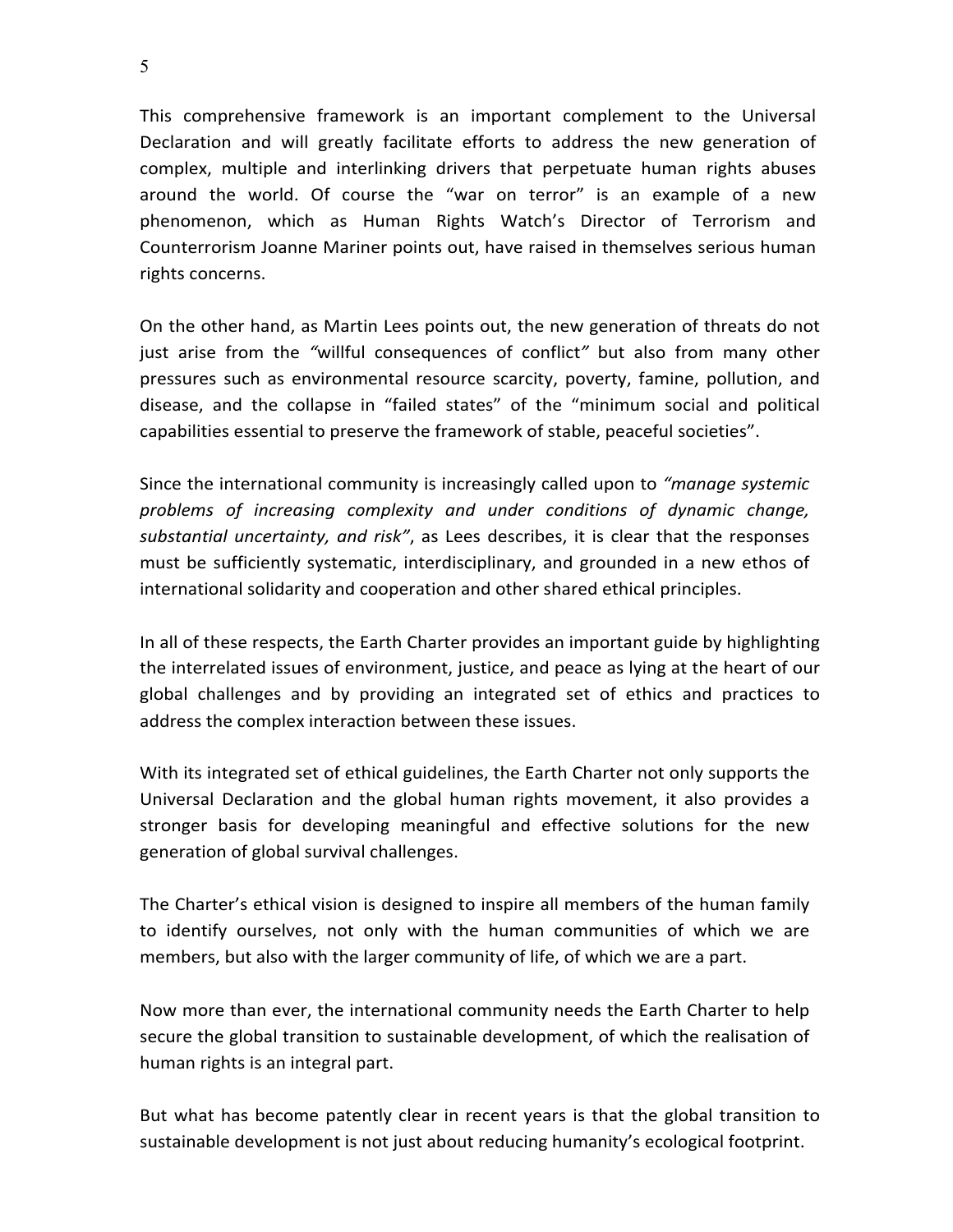This comprehensive framework is an important complement to the Universal Declaration and will greatly facilitate efforts to address the new generation of complex, multiple and interlinking drivers that perpetuate human rights abuses around the world. Of course the "war on terror" is an example of a new phenomenon, which as Human Rights Watch's Director of Terrorism and Counterrorism Joanne Mariner points out, have raised in themselves serious human rights concerns.

On the other hand, as Martin Lees points out, the new generation of threats do not just arise from the *"*willful consequences of conflict*"* but also from many other pressures such as environmental resource scarcity, poverty, famine, pollution, and disease, and the collapse in "failed states" of the "minimum social and political capabilities essential to preserve the framework of stable, peaceful societies".

Since the international community is increasingly called upon to *"manage systemic problems of increasing complexity and under conditions of dynamic change, substantial uncertainty, and risk"*, as Lees describes, it is clear that the responses must be sufficiently systematic, interdisciplinary, and grounded in a new ethos of international solidarity and cooperation and other shared ethical principles.

In all of these respects, the Earth Charter provides an important guide by highlighting the interrelated issues of environment, justice, and peace as lying at the heart of our global challenges and by providing an integrated set of ethics and practices to address the complex interaction between these issues.

With its integrated set of ethical guidelines, the Earth Charter not only supports the Universal Declaration and the global human rights movement, it also provides a stronger basis for developing meaningful and effective solutions for the new generation of global survival challenges.

The Charter's ethical vision is designed to inspire all members of the human family to identify ourselves, not only with the human communities of which we are members, but also with the larger community of life, of which we are a part.

Now more than ever, the international community needs the Earth Charter to help secure the global transition to sustainable development, of which the realisation of human rights is an integral part.

But what has become patently clear in recent years is that the global transition to sustainable development is not just about reducing humanity's ecological footprint.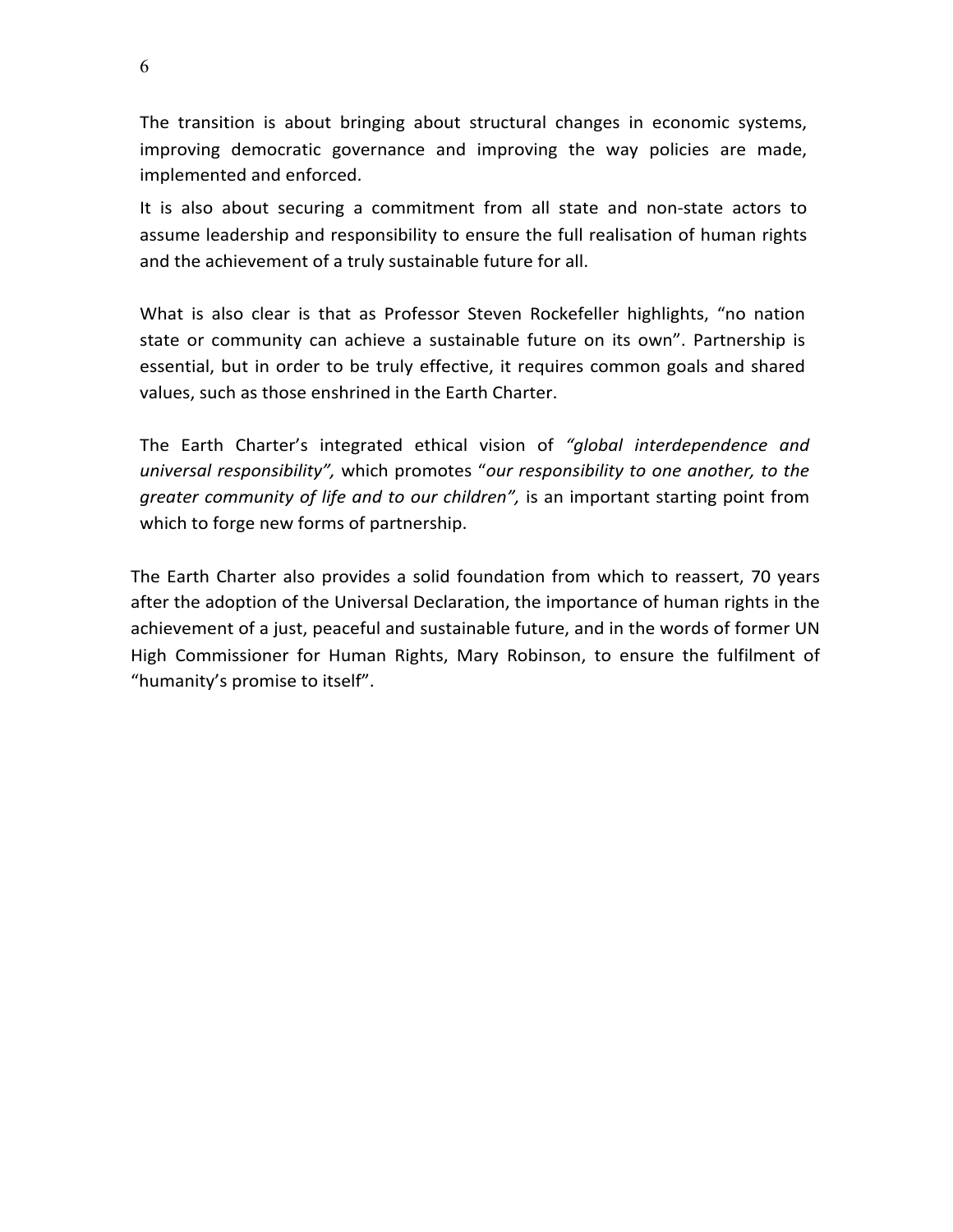The transition is about bringing about structural changes in economic systems, improving democratic governance and improving the way policies are made, implemented and enforced.

It is also about securing a commitment from all state and non-state actors to assume leadership and responsibility to ensure the full realisation of human rights and the achievement of a truly sustainable future for all.

What is also clear is that as Professor Steven Rockefeller highlights, “no nation state or community can achieve a sustainable future on its own”. Partnership is essential, but in order to be truly effective, it requires common goals and shared values, such as those enshrined in the Earth Charter.

The Earth Charter’s integrated ethical vision of *“global interdependence and universal responsibility”,* which promotes “*our responsibility to one another, to the greater community of life and to our children”,* is an important starting point from which to forge new forms of partnership.

The Earth Charter also provides a solid foundation from which to reassert, 70 years after the adoption of the Universal Declaration, the importance of human rights in the achievement of a just, peaceful and sustainable future, and in the words of former UN High Commissioner for Human Rights, Mary Robinson, to ensure the fulfilment of “humanity’s promise to itself”.